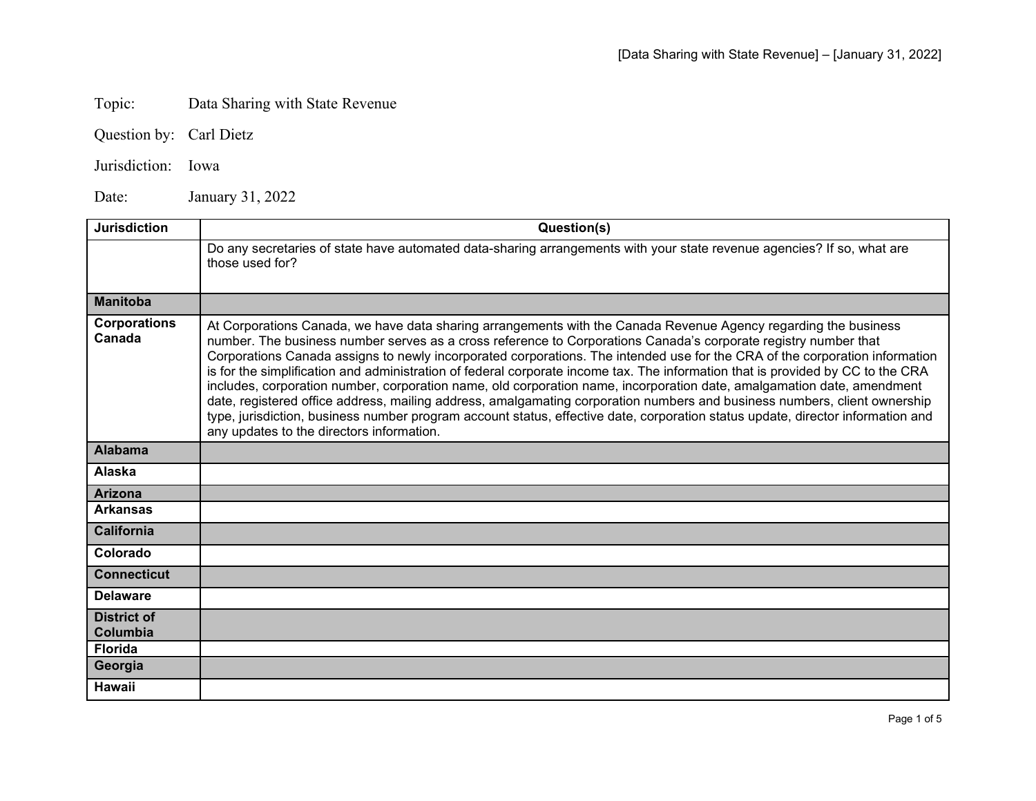Topic: Data Sharing with State Revenue

Question by: Carl Dietz

Jurisdiction: Iowa

Date: January 31, 2022

| Jurisdiction | Question(s) |
|---|---|
| | Do any secretaries of state have automated data-sharing arrangements with your state revenue agencies? If so, what are those used for? |
| **Manitoba** | |
| **Corporations Canada** | At Corporations Canada, we have data sharing arrangements with the Canada Revenue Agency regarding the business number. The business number serves as a cross reference to Corporations Canada's corporate registry number that Corporations Canada assigns to newly incorporated corporations. The intended use for the CRA of the corporation information is for the simplification and administration of federal corporate income tax. The information that is provided by CC to the CRA includes, corporation number, corporation name, old corporation name, incorporation date, amalgamation date, amendment date, registered office address, mailing address, amalgamating corporation numbers and business numbers, client ownership type, jurisdiction, business number program account status, effective date, corporation status update, director information and any updates to the directors information. |
| **Alabama** | |
| **Alaska** | |
| **Arizona** | |
| **Arkansas** | |
| **California** | |
| **Colorado** | |
| **Connecticut** | |
| **Delaware** | |
| **District of Columbia** | |
| **Florida** | |
| **Georgia** | |
| **Hawaii** | |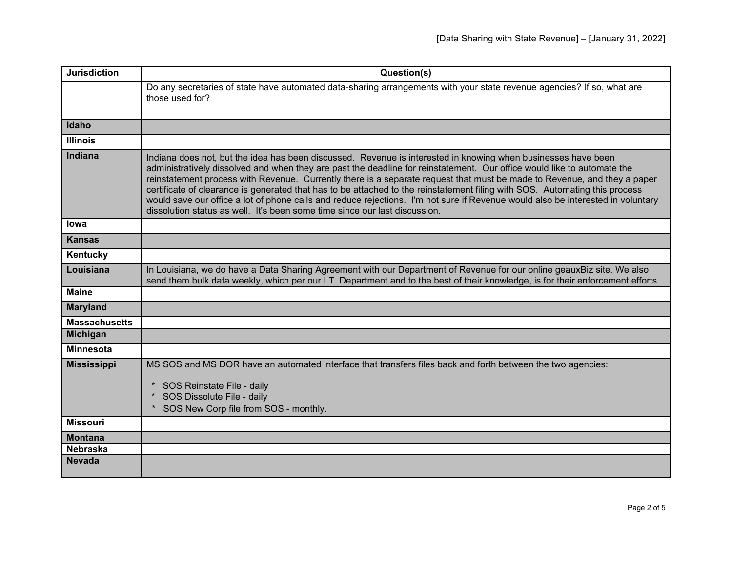| Jurisdiction | Question(s) |
| --- | --- |
| | Do any secretaries of state have automated data-sharing arrangements with your state revenue agencies? If so, what are those used for? |
| **Idaho** | |
| **Illinois** | |
| **Indiana** | Indiana does not, but the idea has been discussed. Revenue is interested in knowing when businesses have been administratively dissolved and when they are past the deadline for reinstatement. Our office would like to automate the reinstatement process with Revenue. Currently there is a separate request that must be made to Revenue, and they a paper certificate of clearance is generated that has to be attached to the reinstatement filing with SOS. Automating this process would save our office a lot of phone calls and reduce rejections. I'm not sure if Revenue would also be interested in voluntary dissolution status as well. It's been some time since our last discussion. |
| **Iowa** | |
| **Kansas** | |
| **Kentucky** | |
| **Louisiana** | In Louisiana, we do have a Data Sharing Agreement with our Department of Revenue for our online geauxBiz site. We also send them bulk data weekly, which per our I.T. Department and to the best of their knowledge, is for their enforcement efforts. |
| **Maine** | |
| **Maryland** | |
| **Massachusetts** | |
| **Michigan** | |
| **Minnesota** | |
| **Mississippi** | MS SOS and MS DOR have an automated interface that transfers files back and forth between the two agencies:<br><br>* SOS Reinstate File - daily<br>* SOS Dissolute File - daily<br>* SOS New Corp file from SOS - monthly. |
| **Missouri** | |
| **Montana** | |
| **Nebraska** | |
| **Nevada** | |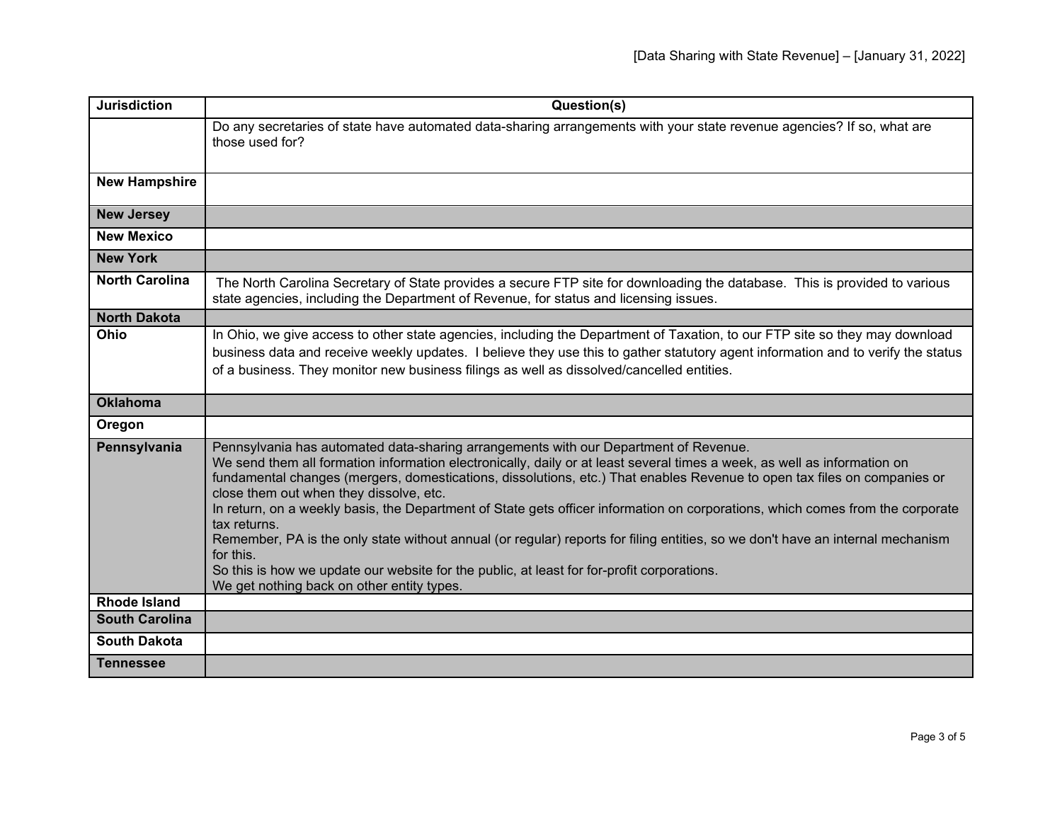| Jurisdiction | Question(s) |
|---|---|
| | Do any secretaries of state have automated data-sharing arrangements with your state revenue agencies? If so, what are those used for? |
| **New Hampshire** | |
| **New Jersey** | |
| **New Mexico** | |
| **New York** | |
| **North Carolina** | The North Carolina Secretary of State provides a secure FTP site for downloading the database. This is provided to various state agencies, including the Department of Revenue, for status and licensing issues. |
| **North Dakota** | |
| **Ohio** | In Ohio, we give access to other state agencies, including the Department of Taxation, to our FTP site so they may download business data and receive weekly updates. I believe they use this to gather statutory agent information and to verify the status of a business. They monitor new business filings as well as dissolved/cancelled entities. |
| **Oklahoma** | |
| **Oregon** | |
| **Pennsylvania** | Pennsylvania has automated data-sharing arrangements with our Department of Revenue.<br>We send them all formation information electronically, daily or at least several times a week, as well as information on fundamental changes (mergers, domestications, dissolutions, etc.) That enables Revenue to open tax files on companies or close them out when they dissolve, etc.<br>In return, on a weekly basis, the Department of State gets officer information on corporations, which comes from the corporate tax returns.<br>Remember, PA is the only state without annual (or regular) reports for filing entities, so we don't have an internal mechanism for this.<br>So this is how we update our website for the public, at least for for-profit corporations.<br>We get nothing back on other entity types. |
| **Rhode Island** | |
| **South Carolina** | |
| **South Dakota** | |
| **Tennessee** | |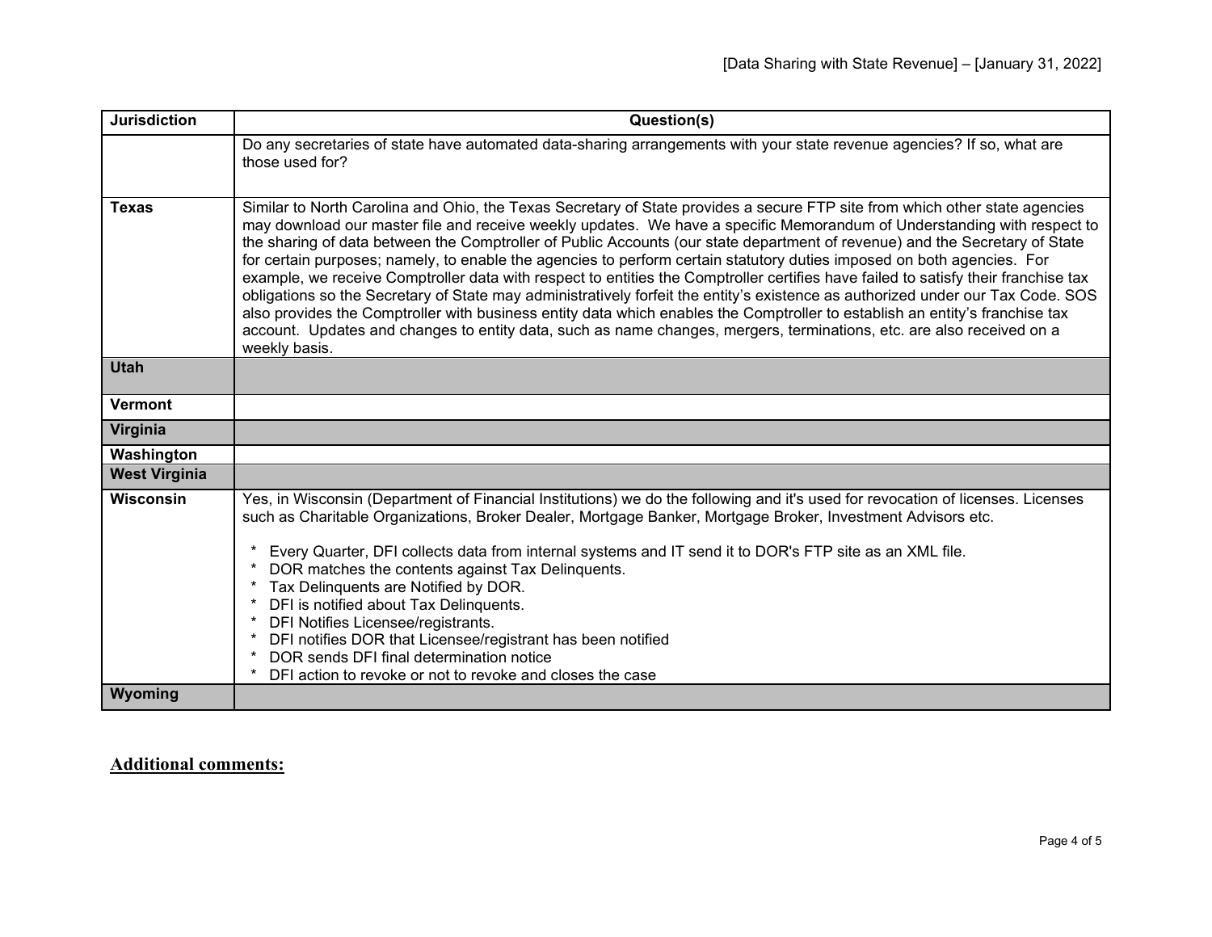| Jurisdiction | Question(s) |
|---|---|
| | Do any secretaries of state have automated data-sharing arrangements with your state revenue agencies? If so, what are those used for? |
| **Texas** | Similar to North Carolina and Ohio, the Texas Secretary of State provides a secure FTP site from which other state agencies may download our master file and receive weekly updates. We have a specific Memorandum of Understanding with respect to the sharing of data between the Comptroller of Public Accounts (our state department of revenue) and the Secretary of State for certain purposes; namely, to enable the agencies to perform certain statutory duties imposed on both agencies. For example, we receive Comptroller data with respect to entities the Comptroller certifies have failed to satisfy their franchise tax obligations so the Secretary of State may administratively forfeit the entity's existence as authorized under our Tax Code. SOS also provides the Comptroller with business entity data which enables the Comptroller to establish an entity's franchise tax account. Updates and changes to entity data, such as name changes, mergers, terminations, etc. are also received on a weekly basis. |
| **Utah** | |
| **Vermont** | |
| **Virginia** | |
| **Washington** | |
| **West Virginia** | |
| **Wisconsin** | Yes, in Wisconsin (Department of Financial Institutions) we do the following and it's used for revocation of licenses. Licenses such as Charitable Organizations, Broker Dealer, Mortgage Banker, Mortgage Broker, Investment Advisors etc.<br><br>* Every Quarter, DFI collects data from internal systems and IT send it to DOR's FTP site as an XML file.<br>* DOR matches the contents against Tax Delinquents.<br>* Tax Delinquents are Notified by DOR.<br>* DFI is notified about Tax Delinquents.<br>* DFI Notifies Licensee/registrants.<br>* DFI notifies DOR that Licensee/registrant has been notified<br>* DOR sends DFI final determination notice<br>* DFI action to revoke or not to revoke and closes the case |
| **Wyoming** | |

**Additional comments:**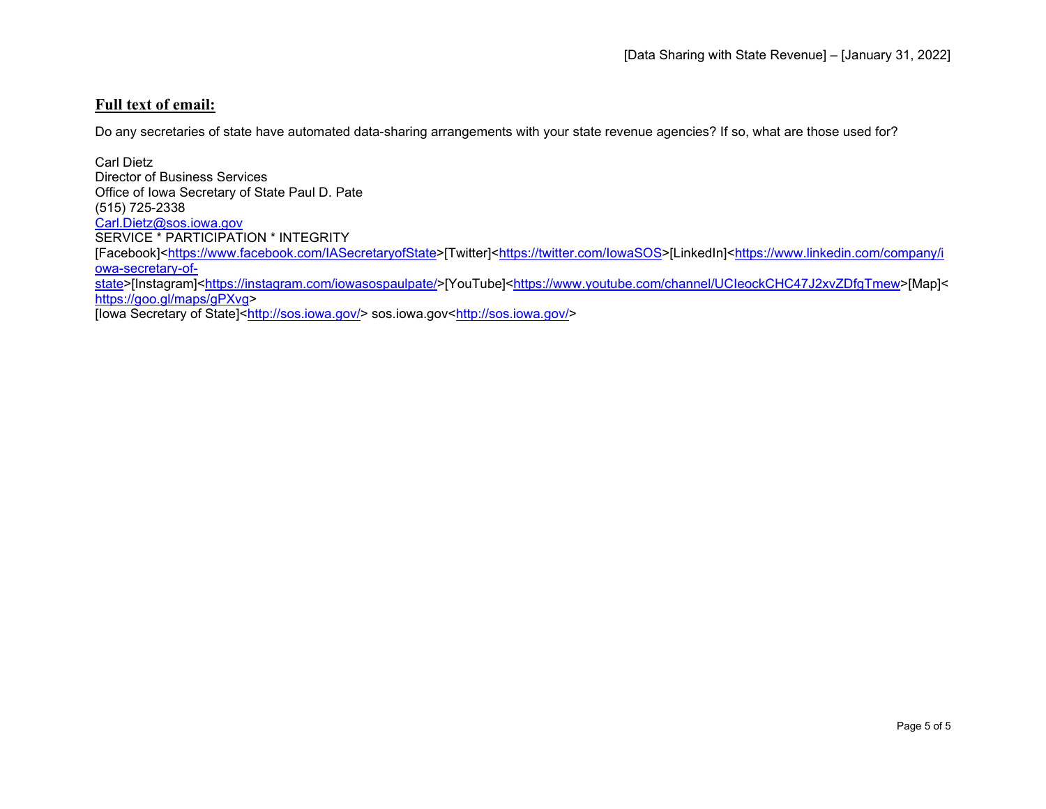## Full text of email:

Do any secretaries of state have automated data-sharing arrangements with your state revenue agencies? If so, what are those used for?

Carl Dietz
Director of Business Services
Office of Iowa Secretary of State Paul D. Pate
(515) 725-2338
Carl.Dietz@sos.iowa.gov
SERVICE * PARTICIPATION * INTEGRITY
[Facebook]<https://www.facebook.com/IASecretaryofState>[Twitter]<https://twitter.com/IowaSOS>[LinkedIn]<https://www.linkedin.com/company/iowa-secretary-of-state>[Instagram]<https://instagram.com/iowasospaulpate/>[YouTube]<https://www.youtube.com/channel/UCIeockCHC47J2xvZDfgTmew>[Map]<https://goo.gl/maps/gPXvg>
[Iowa Secretary of State]<http://sos.iowa.gov/> sos.iowa.gov<http://sos.iowa.gov/>